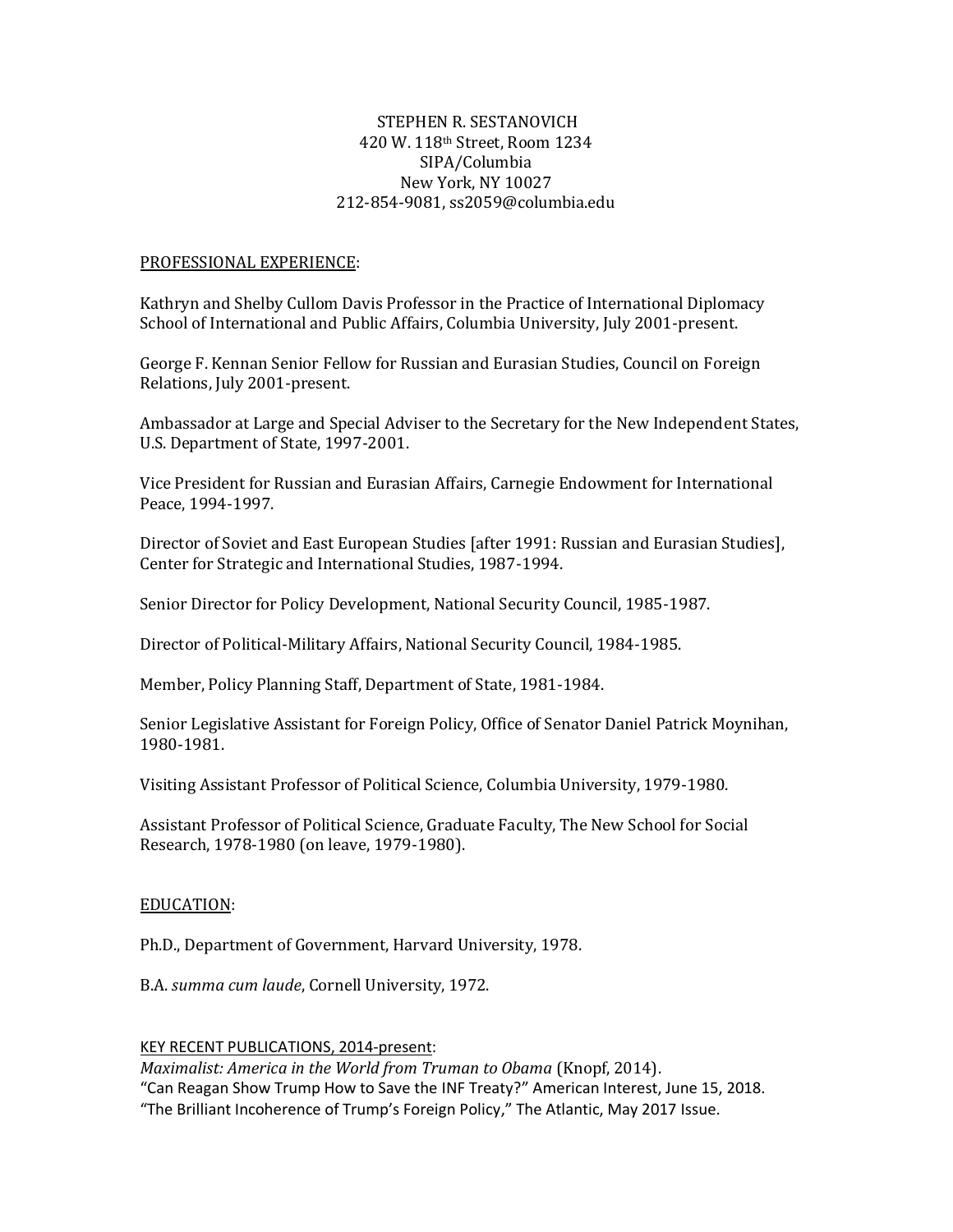STEPHEN R. SESTANOVICH
420 W. 118th Street, Room 1234
SIPA/Columbia
New York, NY 10027
212-854-9081, ss2059@columbia.edu

## PROFESSIONAL EXPERIENCE:

Kathryn and Shelby Cullom Davis Professor in the Practice of International Diplomacy School of International and Public Affairs, Columbia University, July 2001-present.

George F. Kennan Senior Fellow for Russian and Eurasian Studies, Council on Foreign Relations, July 2001-present.

Ambassador at Large and Special Adviser to the Secretary for the New Independent States, U.S. Department of State, 1997-2001.

Vice President for Russian and Eurasian Affairs, Carnegie Endowment for International Peace, 1994-1997.

Director of Soviet and East European Studies [after 1991: Russian and Eurasian Studies], Center for Strategic and International Studies, 1987-1994.

Senior Director for Policy Development, National Security Council, 1985-1987.

Director of Political-Military Affairs, National Security Council, 1984-1985.

Member, Policy Planning Staff, Department of State, 1981-1984.

Senior Legislative Assistant for Foreign Policy, Office of Senator Daniel Patrick Moynihan, 1980-1981.

Visiting Assistant Professor of Political Science, Columbia University, 1979-1980.

Assistant Professor of Political Science, Graduate Faculty, The New School for Social Research, 1978-1980 (on leave, 1979-1980).

## EDUCATION:

Ph.D., Department of Government, Harvard University, 1978.

B.A. *summa cum laude*, Cornell University, 1972.

## KEY RECENT PUBLICATIONS, 2014-present:

*Maximalist: America in the World from Truman to Obama* (Knopf, 2014).
"Can Reagan Show Trump How to Save the INF Treaty?" American Interest, June 15, 2018.
"The Brilliant Incoherence of Trump's Foreign Policy," The Atlantic, May 2017 Issue.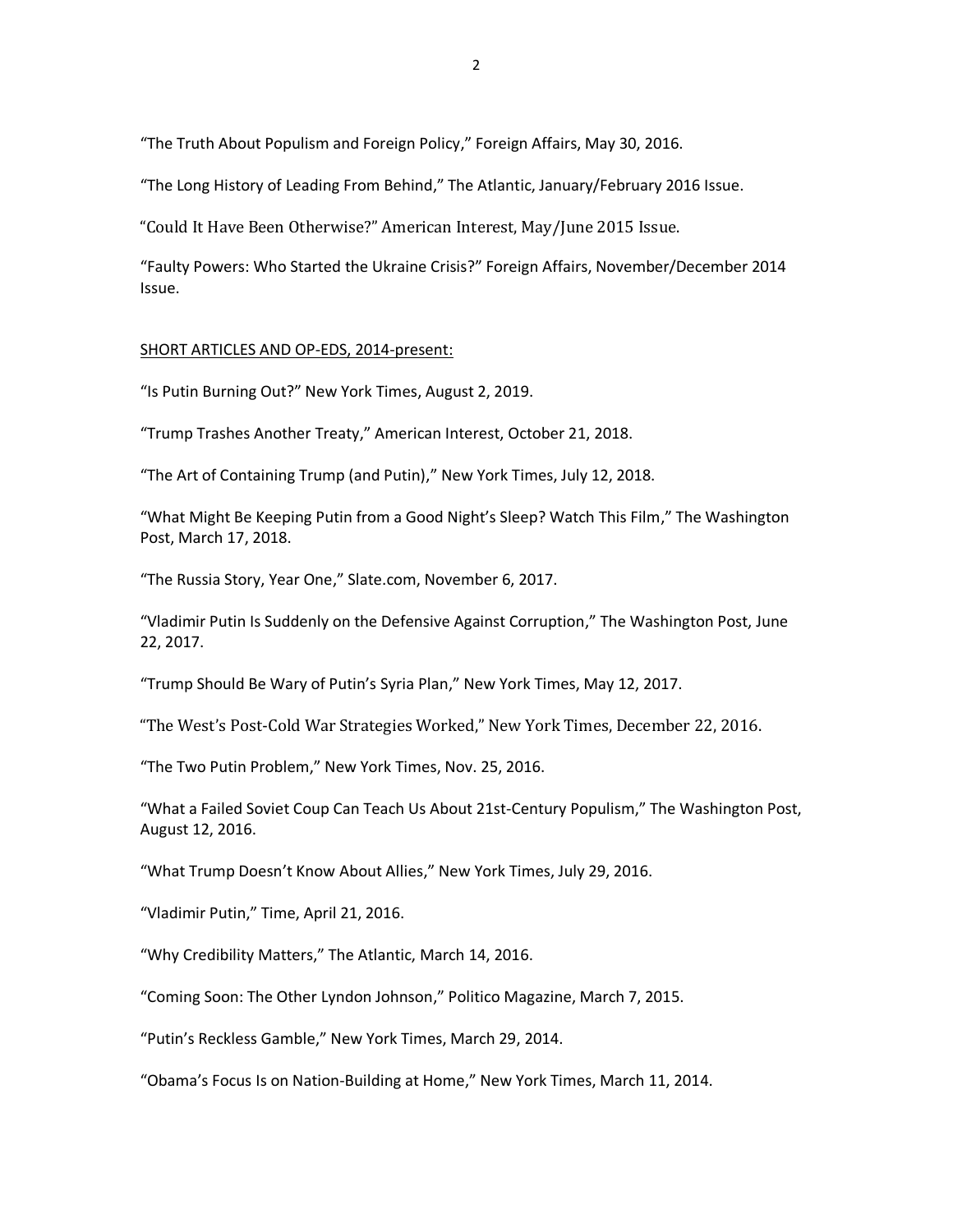“The Truth About Populism and Foreign Policy,” Foreign Affairs, May 30, 2016.

“The Long History of Leading From Behind,” The Atlantic, January/February 2016 Issue.

“Could It Have Been Otherwise?” American Interest, May/June 2015 Issue.

“Faulty Powers: Who Started the Ukraine Crisis?” Foreign Affairs, November/December 2014 Issue.

SHORT ARTICLES AND OP-EDS, 2014-present:

“Is Putin Burning Out?” New York Times, August 2, 2019.

“Trump Trashes Another Treaty,” American Interest, October 21, 2018.

“The Art of Containing Trump (and Putin),” New York Times, July 12, 2018.

“What Might Be Keeping Putin from a Good Night’s Sleep? Watch This Film,” The Washington Post, March 17, 2018.

“The Russia Story, Year One,” Slate.com, November 6, 2017.

“Vladimir Putin Is Suddenly on the Defensive Against Corruption,” The Washington Post, June 22, 2017.

“Trump Should Be Wary of Putin’s Syria Plan,” New York Times, May 12, 2017.

“The West’s Post-Cold War Strategies Worked,” New York Times, December 22, 2016.

“The Two Putin Problem,” New York Times, Nov. 25, 2016.

“What a Failed Soviet Coup Can Teach Us About 21st-Century Populism,” The Washington Post, August 12, 2016.

“What Trump Doesn’t Know About Allies,” New York Times, July 29, 2016.

“Vladimir Putin,” Time, April 21, 2016.

“Why Credibility Matters,” The Atlantic, March 14, 2016.

“Coming Soon: The Other Lyndon Johnson,” Politico Magazine, March 7, 2015.

“Putin’s Reckless Gamble,” New York Times, March 29, 2014.

“Obama’s Focus Is on Nation-Building at Home,” New York Times, March 11, 2014.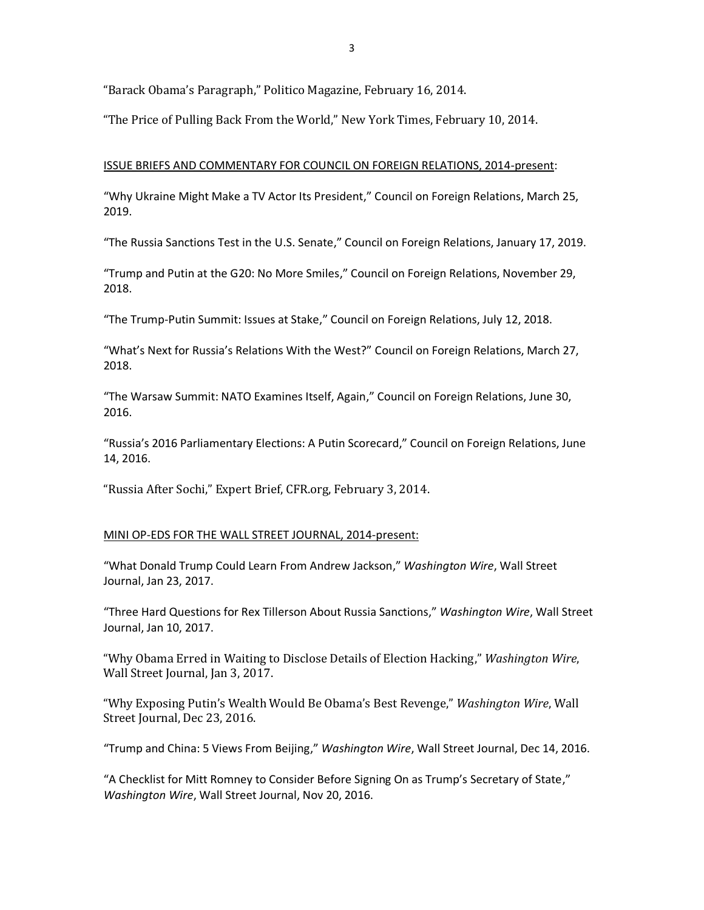"Barack Obama's Paragraph," Politico Magazine, February 16, 2014.

"The Price of Pulling Back From the World," New York Times, February 10, 2014.

ISSUE BRIEFS AND COMMENTARY FOR COUNCIL ON FOREIGN RELATIONS, 2014-present:

"Why Ukraine Might Make a TV Actor Its President," Council on Foreign Relations, March 25, 2019.

"The Russia Sanctions Test in the U.S. Senate," Council on Foreign Relations, January 17, 2019.

"Trump and Putin at the G20: No More Smiles," Council on Foreign Relations, November 29, 2018.

"The Trump-Putin Summit: Issues at Stake," Council on Foreign Relations, July 12, 2018.

"What's Next for Russia's Relations With the West?" Council on Foreign Relations, March 27, 2018.

"The Warsaw Summit: NATO Examines Itself, Again," Council on Foreign Relations, June 30, 2016.

"Russia's 2016 Parliamentary Elections: A Putin Scorecard," Council on Foreign Relations, June 14, 2016.

"Russia After Sochi," Expert Brief, CFR.org, February 3, 2014.

MINI OP-EDS FOR THE WALL STREET JOURNAL, 2014-present:

"What Donald Trump Could Learn From Andrew Jackson," *Washington Wire*, Wall Street Journal, Jan 23, 2017.

"Three Hard Questions for Rex Tillerson About Russia Sanctions," *Washington Wire*, Wall Street Journal, Jan 10, 2017.

"Why Obama Erred in Waiting to Disclose Details of Election Hacking," *Washington Wire*, Wall Street Journal, Jan 3, 2017.

"Why Exposing Putin's Wealth Would Be Obama's Best Revenge," *Washington Wire*, Wall Street Journal, Dec 23, 2016.

"Trump and China: 5 Views From Beijing," *Washington Wire*, Wall Street Journal, Dec 14, 2016.

"A Checklist for Mitt Romney to Consider Before Signing On as Trump's Secretary of State," *Washington Wire*, Wall Street Journal, Nov 20, 2016.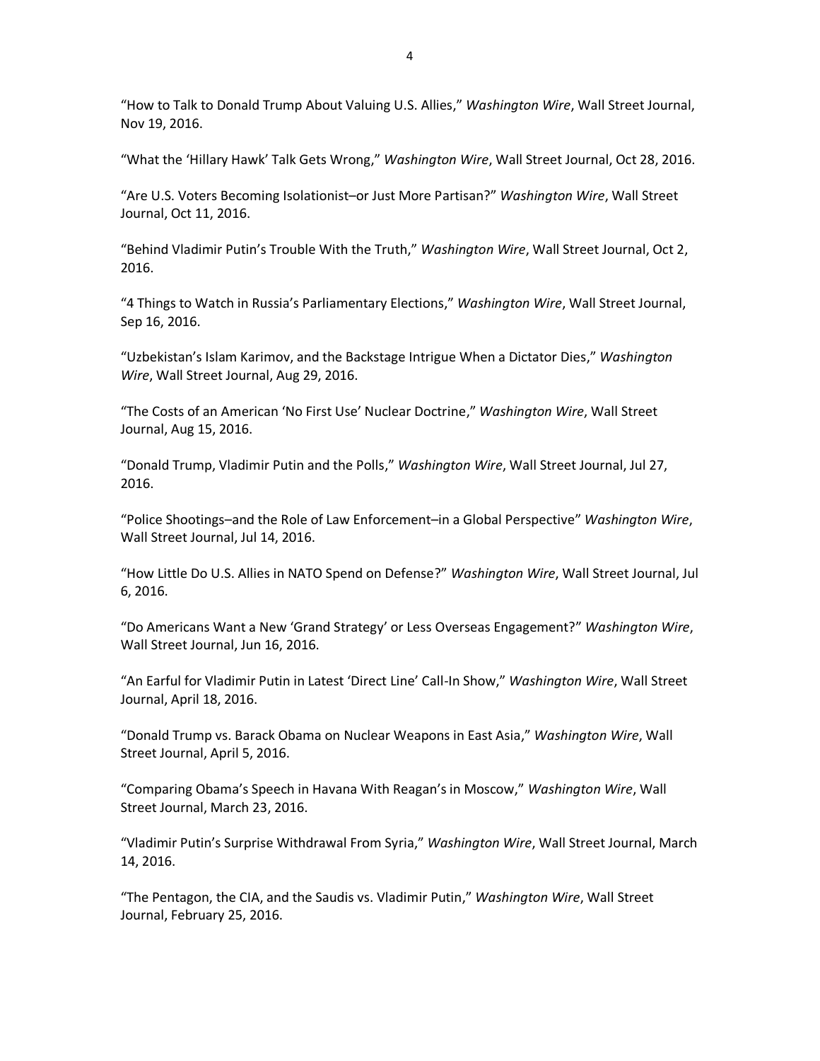"How to Talk to Donald Trump About Valuing U.S. Allies," *Washington Wire*, Wall Street Journal, Nov 19, 2016.

"What the 'Hillary Hawk' Talk Gets Wrong," *Washington Wire*, Wall Street Journal, Oct 28, 2016.

"Are U.S. Voters Becoming Isolationist–or Just More Partisan?" *Washington Wire*, Wall Street Journal, Oct 11, 2016.

"Behind Vladimir Putin's Trouble With the Truth," *Washington Wire*, Wall Street Journal, Oct 2, 2016.

"4 Things to Watch in Russia's Parliamentary Elections," *Washington Wire*, Wall Street Journal, Sep 16, 2016.

"Uzbekistan's Islam Karimov, and the Backstage Intrigue When a Dictator Dies," *Washington Wire*, Wall Street Journal, Aug 29, 2016.

"The Costs of an American 'No First Use' Nuclear Doctrine," *Washington Wire*, Wall Street Journal, Aug 15, 2016.

"Donald Trump, Vladimir Putin and the Polls," *Washington Wire*, Wall Street Journal, Jul 27, 2016.

"Police Shootings–and the Role of Law Enforcement–in a Global Perspective" *Washington Wire*, Wall Street Journal, Jul 14, 2016.

"How Little Do U.S. Allies in NATO Spend on Defense?" *Washington Wire*, Wall Street Journal, Jul 6, 2016.

"Do Americans Want a New 'Grand Strategy' or Less Overseas Engagement?" *Washington Wire*, Wall Street Journal, Jun 16, 2016.

"An Earful for Vladimir Putin in Latest 'Direct Line' Call-In Show," *Washington Wire*, Wall Street Journal, April 18, 2016.

"Donald Trump vs. Barack Obama on Nuclear Weapons in East Asia," *Washington Wire*, Wall Street Journal, April 5, 2016.

"Comparing Obama's Speech in Havana With Reagan's in Moscow," *Washington Wire*, Wall Street Journal, March 23, 2016.

"Vladimir Putin's Surprise Withdrawal From Syria," *Washington Wire*, Wall Street Journal, March 14, 2016.

"The Pentagon, the CIA, and the Saudis vs. Vladimir Putin," *Washington Wire*, Wall Street Journal, February 25, 2016.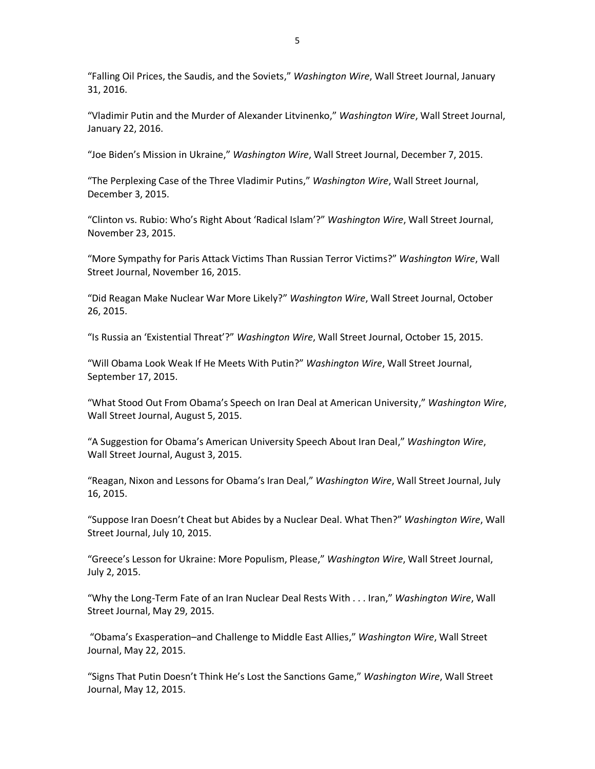"Falling Oil Prices, the Saudis, and the Soviets," *Washington Wire*, Wall Street Journal, January 31, 2016.

"Vladimir Putin and the Murder of Alexander Litvinenko," *Washington Wire*, Wall Street Journal, January 22, 2016.

"Joe Biden's Mission in Ukraine," *Washington Wire*, Wall Street Journal, December 7, 2015.

"The Perplexing Case of the Three Vladimir Putins," *Washington Wire*, Wall Street Journal, December 3, 2015.

"Clinton vs. Rubio: Who's Right About 'Radical Islam'?" *Washington Wire*, Wall Street Journal, November 23, 2015.

"More Sympathy for Paris Attack Victims Than Russian Terror Victims?" *Washington Wire*, Wall Street Journal, November 16, 2015.

"Did Reagan Make Nuclear War More Likely?" *Washington Wire*, Wall Street Journal, October 26, 2015.

"Is Russia an 'Existential Threat'?" *Washington Wire*, Wall Street Journal, October 15, 2015.

"Will Obama Look Weak If He Meets With Putin?" *Washington Wire*, Wall Street Journal, September 17, 2015.

"What Stood Out From Obama's Speech on Iran Deal at American University," *Washington Wire*, Wall Street Journal, August 5, 2015.

"A Suggestion for Obama's American University Speech About Iran Deal," *Washington Wire*, Wall Street Journal, August 3, 2015.

"Reagan, Nixon and Lessons for Obama's Iran Deal," *Washington Wire*, Wall Street Journal, July 16, 2015.

"Suppose Iran Doesn't Cheat but Abides by a Nuclear Deal. What Then?" *Washington Wire*, Wall Street Journal, July 10, 2015.

"Greece's Lesson for Ukraine: More Populism, Please," *Washington Wire*, Wall Street Journal, July 2, 2015.

"Why the Long-Term Fate of an Iran Nuclear Deal Rests With . . . Iran," *Washington Wire*, Wall Street Journal, May 29, 2015.

"Obama's Exasperation–and Challenge to Middle East Allies," *Washington Wire*, Wall Street Journal, May 22, 2015.

"Signs That Putin Doesn't Think He's Lost the Sanctions Game," *Washington Wire*, Wall Street Journal, May 12, 2015.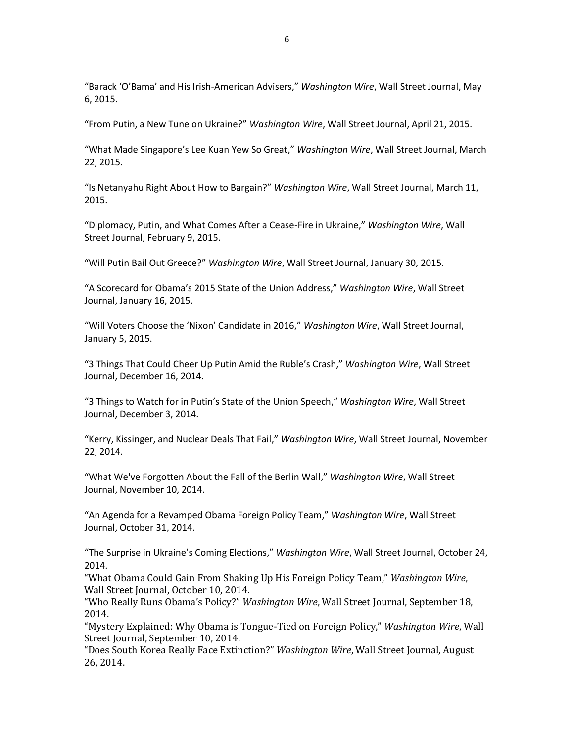"Barack 'O'Bama' and His Irish-American Advisers," *Washington Wire*, Wall Street Journal, May 6, 2015.

"From Putin, a New Tune on Ukraine?" *Washington Wire*, Wall Street Journal, April 21, 2015.

"What Made Singapore's Lee Kuan Yew So Great," *Washington Wire*, Wall Street Journal, March 22, 2015.

"Is Netanyahu Right About How to Bargain?" *Washington Wire*, Wall Street Journal, March 11, 2015.

"Diplomacy, Putin, and What Comes After a Cease-Fire in Ukraine," *Washington Wire*, Wall Street Journal, February 9, 2015.

"Will Putin Bail Out Greece?" *Washington Wire*, Wall Street Journal, January 30, 2015.

"A Scorecard for Obama's 2015 State of the Union Address," *Washington Wire*, Wall Street Journal, January 16, 2015.

"Will Voters Choose the 'Nixon' Candidate in 2016," *Washington Wire*, Wall Street Journal, January 5, 2015.

"3 Things That Could Cheer Up Putin Amid the Ruble's Crash," *Washington Wire*, Wall Street Journal, December 16, 2014.

"3 Things to Watch for in Putin's State of the Union Speech," *Washington Wire*, Wall Street Journal, December 3, 2014.

"Kerry, Kissinger, and Nuclear Deals That Fail," *Washington Wire*, Wall Street Journal, November 22, 2014.

"What We've Forgotten About the Fall of the Berlin Wall," *Washington Wire*, Wall Street Journal, November 10, 2014.

"An Agenda for a Revamped Obama Foreign Policy Team," *Washington Wire*, Wall Street Journal, October 31, 2014.

"The Surprise in Ukraine's Coming Elections," *Washington Wire*, Wall Street Journal, October 24, 2014.

"What Obama Could Gain From Shaking Up His Foreign Policy Team," *Washington Wire*, Wall Street Journal, October 10, 2014.

"Who Really Runs Obama's Policy?" *Washington Wire*, Wall Street Journal, September 18, 2014.

"Mystery Explained: Why Obama is Tongue-Tied on Foreign Policy," *Washington Wire*, Wall Street Journal, September 10, 2014.

"Does South Korea Really Face Extinction?" *Washington Wire*, Wall Street Journal, August 26, 2014.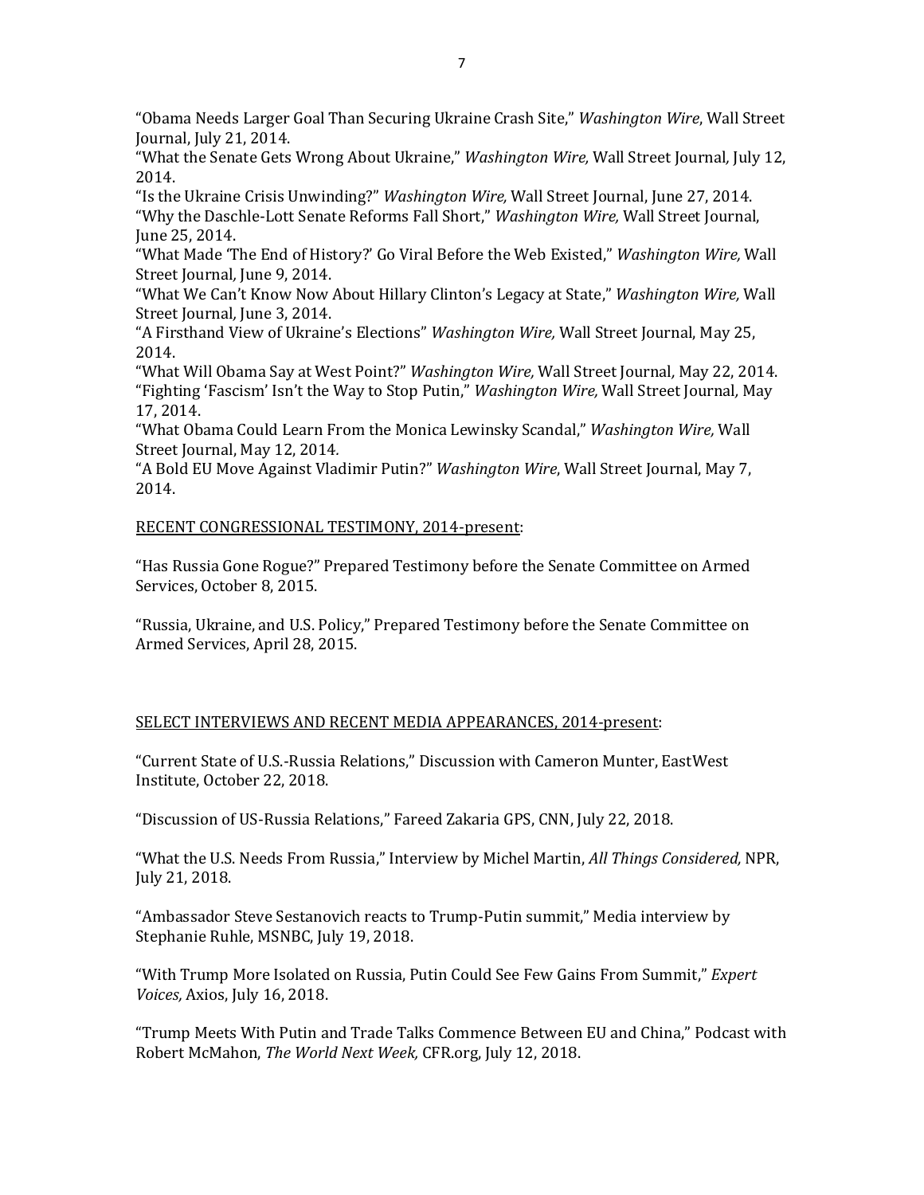"Obama Needs Larger Goal Than Securing Ukraine Crash Site," *Washington Wire*, Wall Street Journal, July 21, 2014.

"What the Senate Gets Wrong About Ukraine," *Washington Wire,* Wall Street Journal, July 12, 2014.

"Is the Ukraine Crisis Unwinding?" *Washington Wire,* Wall Street Journal, June 27, 2014.

"Why the Daschle-Lott Senate Reforms Fall Short," *Washington Wire,* Wall Street Journal, June 25, 2014.

"What Made 'The End of History?' Go Viral Before the Web Existed," *Washington Wire,* Wall Street Journal, June 9, 2014.

"What We Can't Know Now About Hillary Clinton's Legacy at State," *Washington Wire,* Wall Street Journal, June 3, 2014.

"A Firsthand View of Ukraine's Elections" *Washington Wire,* Wall Street Journal, May 25, 2014.

"What Will Obama Say at West Point?" *Washington Wire,* Wall Street Journal, May 22, 2014.

"Fighting 'Fascism' Isn't the Way to Stop Putin," *Washington Wire,* Wall Street Journal, May 17, 2014.

"What Obama Could Learn From the Monica Lewinsky Scandal," *Washington Wire,* Wall Street Journal, May 12, 2014.

"A Bold EU Move Against Vladimir Putin?" *Washington Wire*, Wall Street Journal, May 7, 2014.

## RECENT CONGRESSIONAL TESTIMONY, 2014-present:

"Has Russia Gone Rogue?" Prepared Testimony before the Senate Committee on Armed Services, October 8, 2015.

"Russia, Ukraine, and U.S. Policy," Prepared Testimony before the Senate Committee on Armed Services, April 28, 2015.

## SELECT INTERVIEWS AND RECENT MEDIA APPEARANCES, 2014-present:

"Current State of U.S.-Russia Relations," Discussion with Cameron Munter, EastWest Institute, October 22, 2018.

"Discussion of US-Russia Relations," Fareed Zakaria GPS, CNN, July 22, 2018.

"What the U.S. Needs From Russia," Interview by Michel Martin, *All Things Considered,* NPR, July 21, 2018.

"Ambassador Steve Sestanovich reacts to Trump-Putin summit," Media interview by Stephanie Ruhle, MSNBC, July 19, 2018.

"With Trump More Isolated on Russia, Putin Could See Few Gains From Summit," *Expert Voices,* Axios, July 16, 2018.

"Trump Meets With Putin and Trade Talks Commence Between EU and China," Podcast with Robert McMahon, *The World Next Week,* CFR.org, July 12, 2018.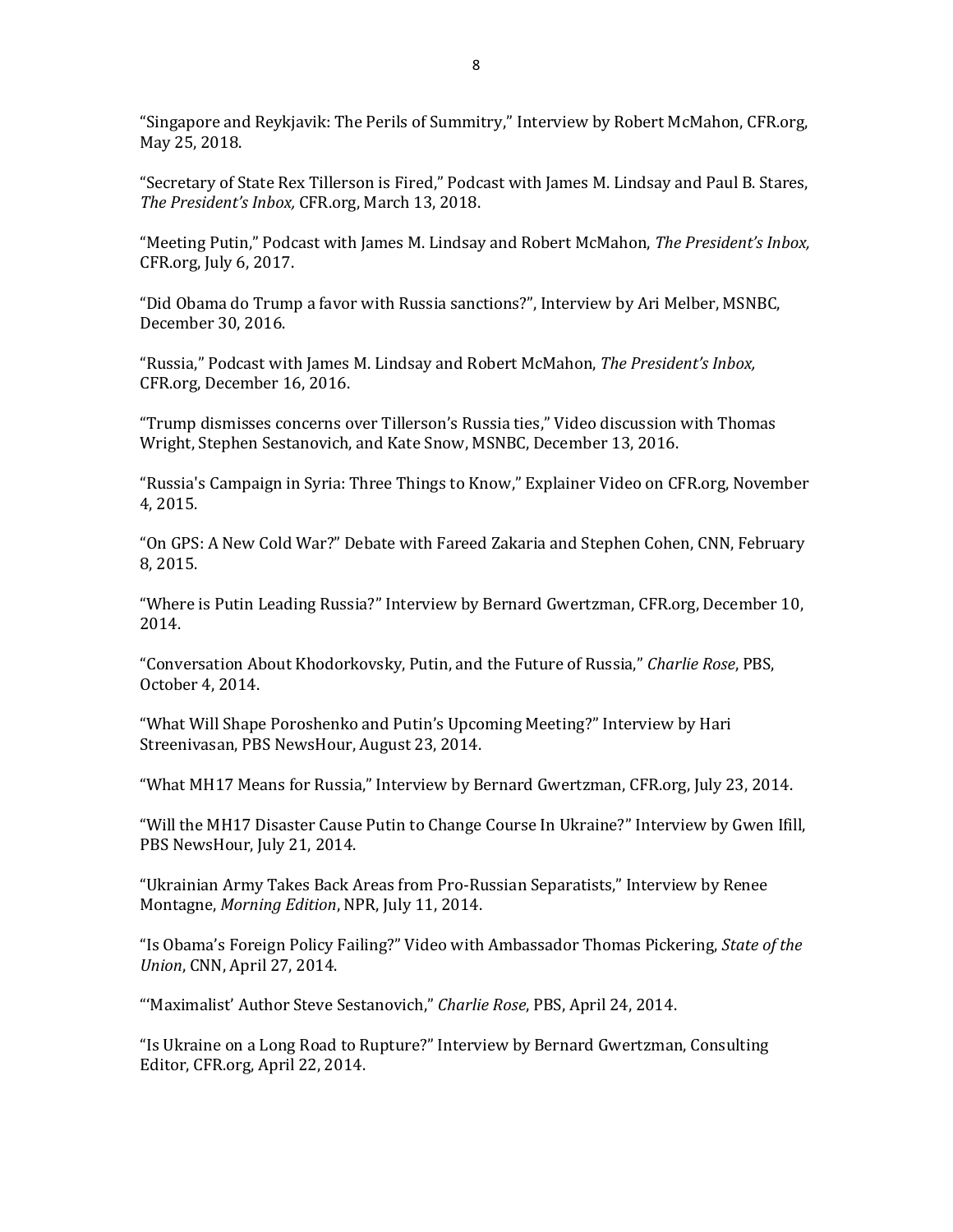"Singapore and Reykjavik: The Perils of Summitry," Interview by Robert McMahon, CFR.org, May 25, 2018.

"Secretary of State Rex Tillerson is Fired," Podcast with James M. Lindsay and Paul B. Stares, *The President's Inbox,* CFR.org, March 13, 2018.

"Meeting Putin," Podcast with James M. Lindsay and Robert McMahon, *The President's Inbox,* CFR.org, July 6, 2017.

"Did Obama do Trump a favor with Russia sanctions?", Interview by Ari Melber, MSNBC, December 30, 2016.

"Russia," Podcast with James M. Lindsay and Robert McMahon, *The President's Inbox,* CFR.org, December 16, 2016.

"Trump dismisses concerns over Tillerson's Russia ties," Video discussion with Thomas Wright, Stephen Sestanovich, and Kate Snow, MSNBC, December 13, 2016.

"Russia's Campaign in Syria: Three Things to Know," Explainer Video on CFR.org, November 4, 2015.

"On GPS: A New Cold War?" Debate with Fareed Zakaria and Stephen Cohen, CNN, February 8, 2015.

"Where is Putin Leading Russia?" Interview by Bernard Gwertzman, CFR.org, December 10, 2014.

"Conversation About Khodorkovsky, Putin, and the Future of Russia," *Charlie Rose*, PBS, October 4, 2014.

"What Will Shape Poroshenko and Putin's Upcoming Meeting?" Interview by Hari Streenivasan, PBS NewsHour, August 23, 2014.

"What MH17 Means for Russia," Interview by Bernard Gwertzman, CFR.org, July 23, 2014.

"Will the MH17 Disaster Cause Putin to Change Course In Ukraine?" Interview by Gwen Ifill, PBS NewsHour, July 21, 2014.

"Ukrainian Army Takes Back Areas from Pro-Russian Separatists," Interview by Renee Montagne, *Morning Edition*, NPR, July 11, 2014.

"Is Obama's Foreign Policy Failing?" Video with Ambassador Thomas Pickering, *State of the Union*, CNN, April 27, 2014.

"'Maximalist' Author Steve Sestanovich," *Charlie Rose*, PBS, April 24, 2014.

"Is Ukraine on a Long Road to Rupture?" Interview by Bernard Gwertzman, Consulting Editor, CFR.org, April 22, 2014.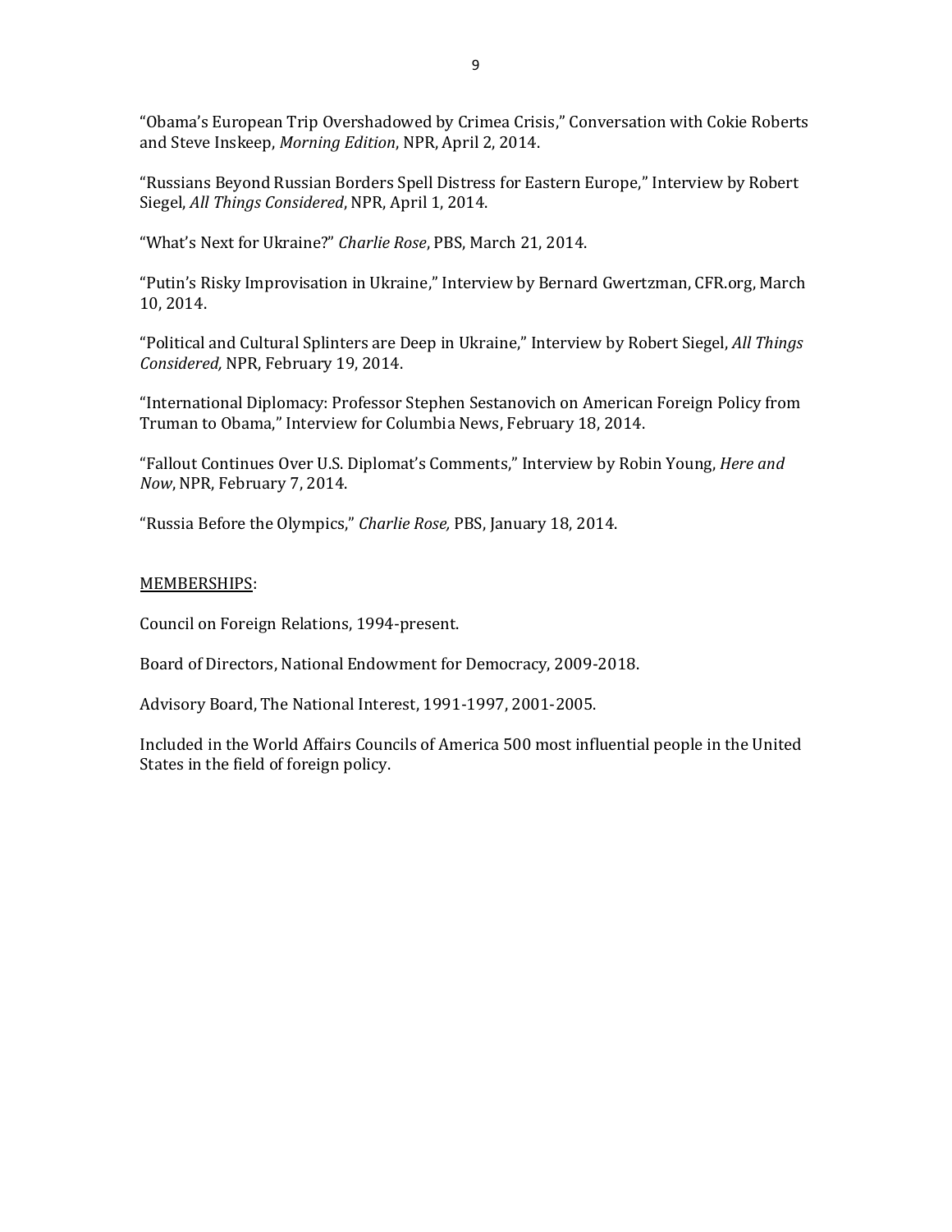"Obama's European Trip Overshadowed by Crimea Crisis," Conversation with Cokie Roberts and Steve Inskeep, *Morning Edition*, NPR, April 2, 2014.

"Russians Beyond Russian Borders Spell Distress for Eastern Europe," Interview by Robert Siegel, *All Things Considered*, NPR, April 1, 2014.

"What's Next for Ukraine?" *Charlie Rose*, PBS, March 21, 2014.

"Putin's Risky Improvisation in Ukraine," Interview by Bernard Gwertzman, CFR.org, March 10, 2014.

"Political and Cultural Splinters are Deep in Ukraine," Interview by Robert Siegel, *All Things Considered,* NPR, February 19, 2014.

"International Diplomacy: Professor Stephen Sestanovich on American Foreign Policy from Truman to Obama," Interview for Columbia News, February 18, 2014.

"Fallout Continues Over U.S. Diplomat's Comments," Interview by Robin Young, *Here and Now*, NPR, February 7, 2014.

"Russia Before the Olympics," *Charlie Rose,* PBS, January 18, 2014.

<u>MEMBERSHIPS</u>:

Council on Foreign Relations, 1994-present.

Board of Directors, National Endowment for Democracy, 2009-2018.

Advisory Board, The National Interest, 1991-1997, 2001-2005.

Included in the World Affairs Councils of America 500 most influential people in the United States in the field of foreign policy.